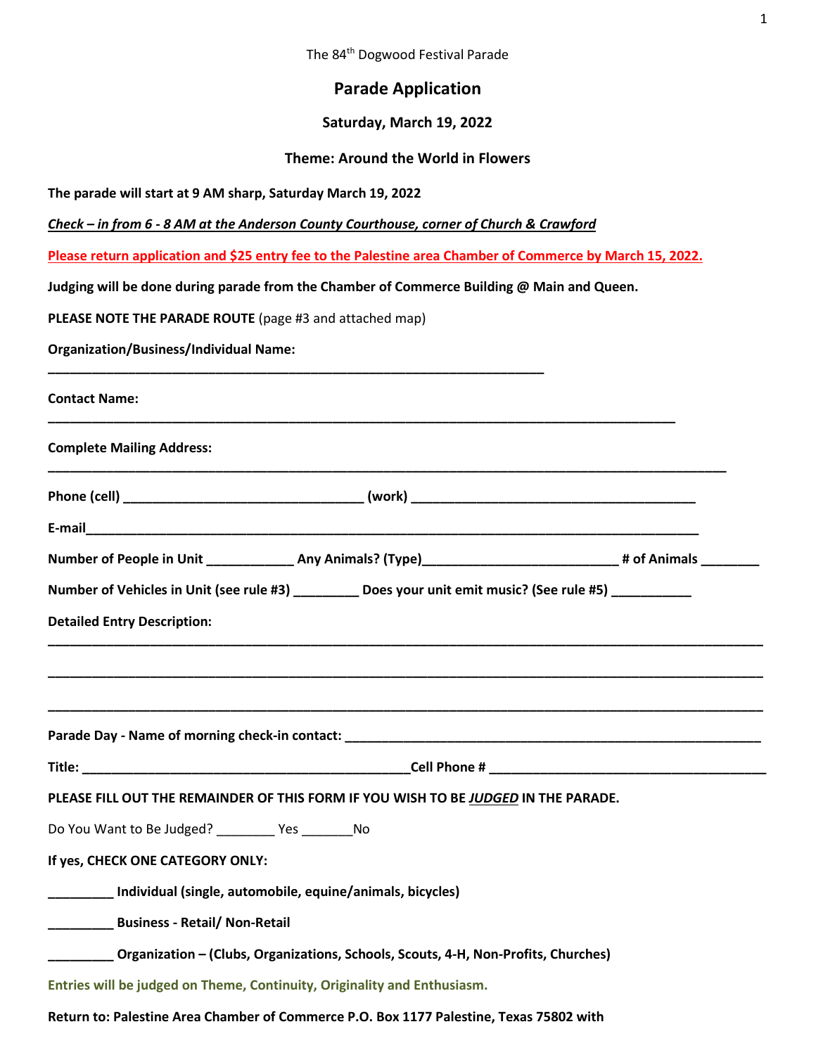The 84th Dogwood Festival Parade

## Parade Application

### Saturday, March 19, 2022

### Theme: Around the World in Flowers

**The parade will start at 9 AM sharp, Saturday March 19, 2022**

***Check – in from 6 - 8 AM at the Anderson County Courthouse, corner of Church & Crawford***

**Please return application and $25 entry fee to the Palestine area Chamber of Commerce by March 15, 2022.**

**Judging will be done during parade from the Chamber of Commerce Building @ Main and Queen.**

**PLEASE NOTE THE PARADE ROUTE** (page #3 and attached map)

**Organization/Business/Individual Name:**

_______________________________________________________________

**Contact Name:**

________________________________________________________________________________

**Complete Mailing Address:**

______________________________________________________________________________________

**Phone (cell)** ______________________________ **(work)** ____________________________________

**E-mail**______________________________________________________________________________

**Number of People in Unit** ___________ **Any Animals? (Type)**________________________ **# of Animals** _______

**Number of Vehicles in Unit (see rule #3)** ________ **Does your unit emit music? (See rule #5)** __________

**Detailed Entry Description:**

_____________________________________________________________________________________________

_____________________________________________________________________________________________

_____________________________________________________________________________________________

**Parade Day - Name of morning check-in contact:** _____________________________________________________

**Title:** __________________________________________**Cell Phone #** ___________________________________

**PLEASE FILL OUT THE REMAINDER OF THIS FORM IF YOU WISH TO BE *JUDGED* IN THE PARADE.**

Do You Want to Be Judged? ________ Yes _______No

**If yes, CHECK ONE CATEGORY ONLY:**

_________ **Individual (single, automobile, equine/animals, bicycles)**

_________ **Business - Retail/ Non-Retail**

_________ **Organization – (Clubs, Organizations, Schools, Scouts, 4-H, Non-Profits, Churches)**

**Entries will be judged on Theme, Continuity, Originality and Enthusiasm.**

**Return to: Palestine Area Chamber of Commerce P.O. Box 1177 Palestine, Texas 75802 with**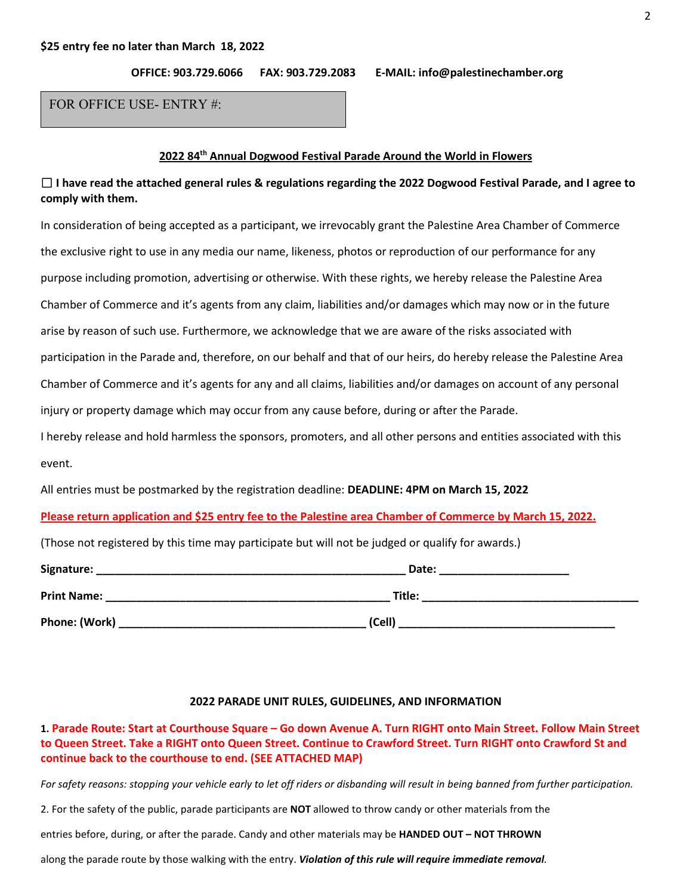**$25 entry fee no later than March 18, 2022**

**OFFICE: 903.729.6066 FAX: 903.729.2083 E-MAIL: info@palestinechamber.org**

| FOR OFFICE USE- ENTRY #: |
|---|

## 2022 84th Annual Dogwood Festival Parade Around the World in Flowers

☐ **I have read the attached general rules & regulations regarding the 2022 Dogwood Festival Parade, and I agree to comply with them.**

In consideration of being accepted as a participant, we irrevocably grant the Palestine Area Chamber of Commerce the exclusive right to use in any media our name, likeness, photos or reproduction of our performance for any purpose including promotion, advertising or otherwise. With these rights, we hereby release the Palestine Area Chamber of Commerce and it's agents from any claim, liabilities and/or damages which may now or in the future arise by reason of such use. Furthermore, we acknowledge that we are aware of the risks associated with participation in the Parade and, therefore, on our behalf and that of our heirs, do hereby release the Palestine Area Chamber of Commerce and it's agents for any and all claims, liabilities and/or damages on account of any personal injury or property damage which may occur from any cause before, during or after the Parade.

I hereby release and hold harmless the sponsors, promoters, and all other persons and entities associated with this event.

All entries must be postmarked by the registration deadline: **DEADLINE: 4PM on March 15, 2022**

**Please return application and $25 entry fee to the Palestine area Chamber of Commerce by March 15, 2022.**

(Those not registered by this time may participate but will not be judged or qualify for awards.)

**Signature:** ______________________________ **Date:** ____________________

**Print Name:** ______________________________ **Title:** ____________________

**Phone: (Work)** ______________________________ **(Cell)** ____________________

### 2022 PARADE UNIT RULES, GUIDELINES, AND INFORMATION

**1. Parade Route: Start at Courthouse Square – Go down Avenue A. Turn RIGHT onto Main Street. Follow Main Street to Queen Street. Take a RIGHT onto Queen Street. Continue to Crawford Street. Turn RIGHT onto Crawford St and continue back to the courthouse to end. (SEE ATTACHED MAP)**

*For safety reasons: stopping your vehicle early to let off riders or disbanding will result in being banned from further participation.*

2. For the safety of the public, parade participants are **NOT** allowed to throw candy or other materials from the entries before, during, or after the parade. Candy and other materials may be **HANDED OUT – NOT THROWN** along the parade route by those walking with the entry. ***Violation of this rule will require immediate removal***.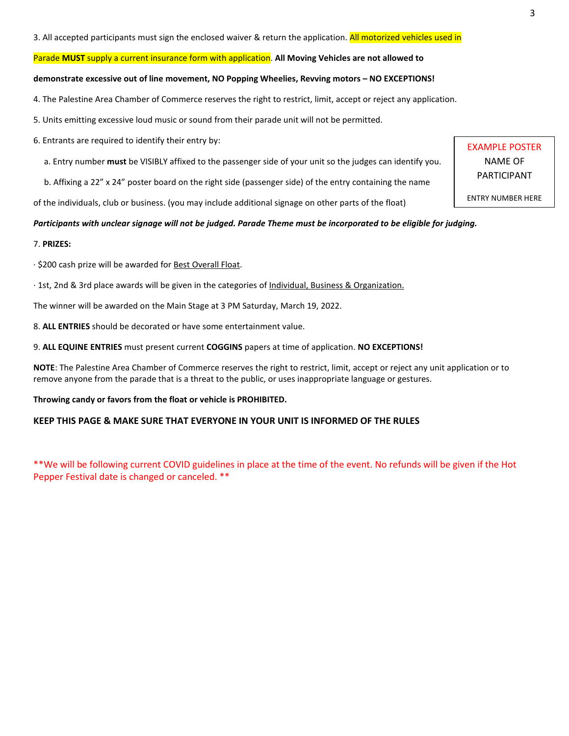3. All accepted participants must sign the enclosed waiver & return the application. All motorized vehicles used in Parade **MUST** supply a current insurance form with application. **All Moving Vehicles are not allowed to demonstrate excessive out of line movement, NO Popping Wheelies, Revving motors – NO EXCEPTIONS!**

4. The Palestine Area Chamber of Commerce reserves the right to restrict, limit, accept or reject any application.

5. Units emitting excessive loud music or sound from their parade unit will not be permitted.

6. Entrants are required to identify their entry by:

   a. Entry number **must** be VISIBLY affixed to the passenger side of your unit so the judges can identify you.

   b. Affixing a 22" x 24" poster board on the right side (passenger side) of the entry containing the name of the individuals, club or business. (you may include additional signage on other parts of the float)

| EXAMPLE POSTER |
|---|
| NAME OF PARTICIPANT |
| ENTRY NUMBER HERE |

***Participants with unclear signage will not be judged. Parade Theme must be incorporated to be eligible for judging.***

7. **PRIZES:**

· $200 cash prize will be awarded for Best Overall Float.

· 1st, 2nd & 3rd place awards will be given in the categories of Individual, Business & Organization.

The winner will be awarded on the Main Stage at 3 PM Saturday, March 19, 2022.

8. **ALL ENTRIES** should be decorated or have some entertainment value.

9. **ALL EQUINE ENTRIES** must present current **COGGINS** papers at time of application. **NO EXCEPTIONS!**

**NOTE**: The Palestine Area Chamber of Commerce reserves the right to restrict, limit, accept or reject any unit application or to remove anyone from the parade that is a threat to the public, or uses inappropriate language or gestures.

**Throwing candy or favors from the float or vehicle is PROHIBITED.**

**KEEP THIS PAGE & MAKE SURE THAT EVERYONE IN YOUR UNIT IS INFORMED OF THE RULES**

**We will be following current COVID guidelines in place at the time of the event. No refunds will be given if the Hot Pepper Festival date is changed or canceled. **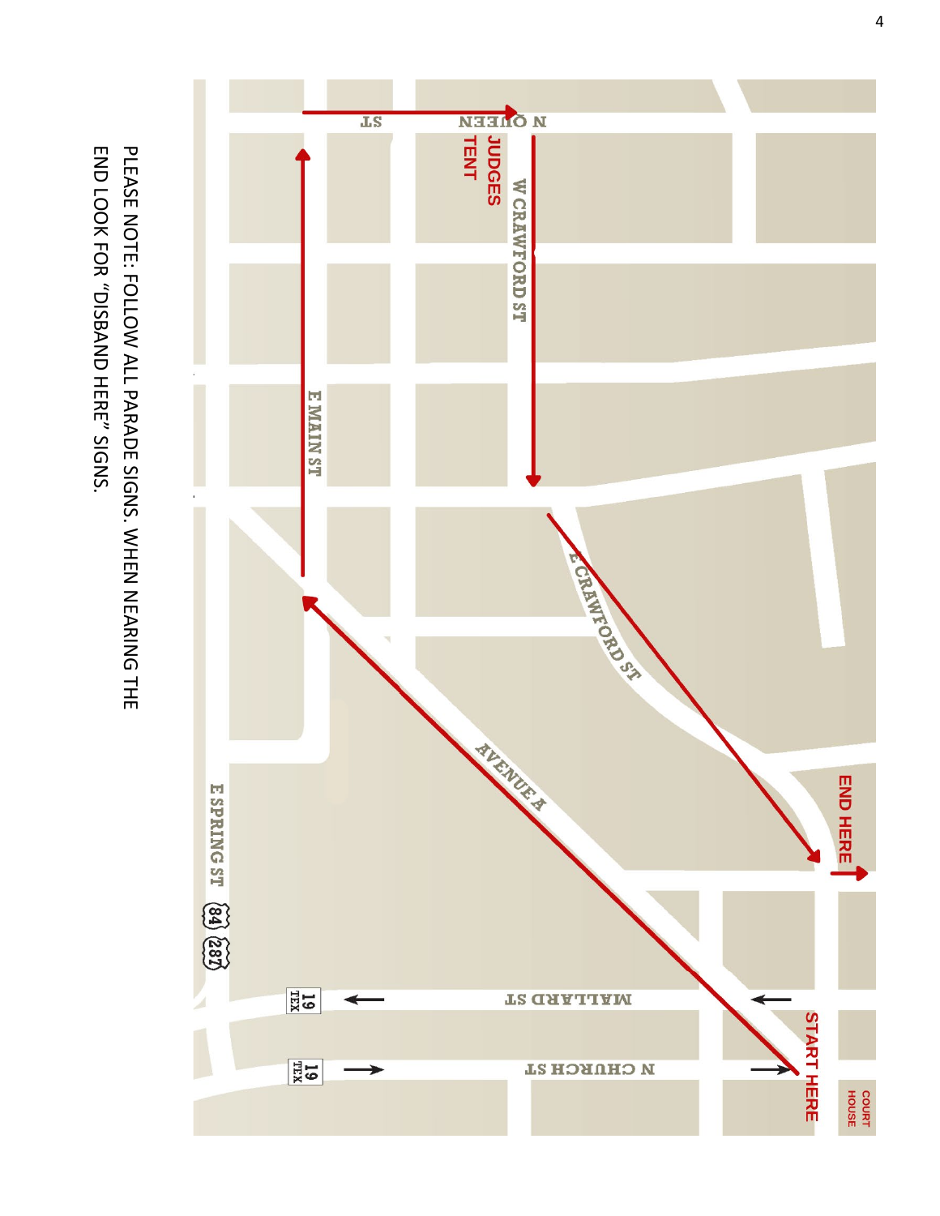PLEASE NOTE: FOLLOW ALL PARADE SIGNS. WHEN NEARING THE END LOOK FOR "DISBAND HERE" SIGNS.

START HERE

END HERE

JUDGES TENT

COURT HOUSE

N QUEEN ST

W CRAWFORD ST

E CRAWFORD ST

E MAIN ST

AVENUE A

E SPRING ST

84

287

MALLARD ST

N CHURCH ST

19 TEX

19 TEX